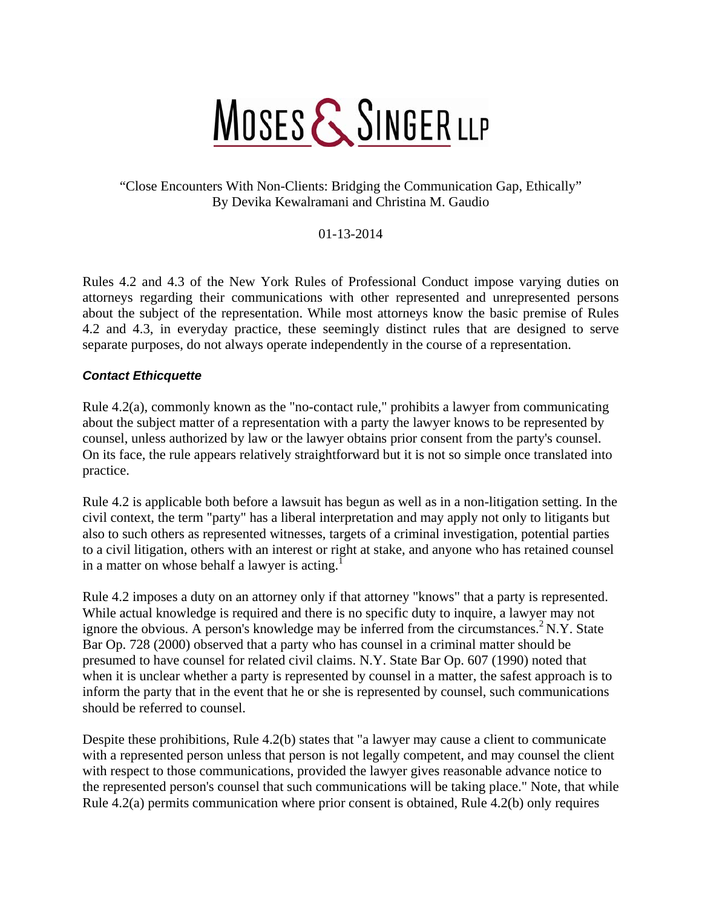MOSES & SINGER LLP

"Close Encounters With Non-Clients: Bridging the Communication Gap, Ethically"
By Devika Kewalramani and Christina M. Gaudio

01-13-2014

Rules 4.2 and 4.3 of the New York Rules of Professional Conduct impose varying duties on attorneys regarding their communications with other represented and unrepresented persons about the subject of the representation. While most attorneys know the basic premise of Rules 4.2 and 4.3, in everyday practice, these seemingly distinct rules that are designed to serve separate purposes, do not always operate independently in the course of a representation.

***Contact Ethicquette***

Rule 4.2(a), commonly known as the "no-contact rule," prohibits a lawyer from communicating about the subject matter of a representation with a party the lawyer knows to be represented by counsel, unless authorized by law or the lawyer obtains prior consent from the party's counsel. On its face, the rule appears relatively straightforward but it is not so simple once translated into practice.

Rule 4.2 is applicable both before a lawsuit has begun as well as in a non-litigation setting. In the civil context, the term "party" has a liberal interpretation and may apply not only to litigants but also to such others as represented witnesses, targets of a criminal investigation, potential parties to a civil litigation, others with an interest or right at stake, and anyone who has retained counsel in a matter on whose behalf a lawyer is acting.[1]

Rule 4.2 imposes a duty on an attorney only if that attorney "knows" that a party is represented. While actual knowledge is required and there is no specific duty to inquire, a lawyer may not ignore the obvious. A person's knowledge may be inferred from the circumstances.[2] N.Y. State Bar Op. 728 (2000) observed that a party who has counsel in a criminal matter should be presumed to have counsel for related civil claims. N.Y. State Bar Op. 607 (1990) noted that when it is unclear whether a party is represented by counsel in a matter, the safest approach is to inform the party that in the event that he or she is represented by counsel, such communications should be referred to counsel.

Despite these prohibitions, Rule 4.2(b) states that "a lawyer may cause a client to communicate with a represented person unless that person is not legally competent, and may counsel the client with respect to those communications, provided the lawyer gives reasonable advance notice to the represented person's counsel that such communications will be taking place." Note, that while Rule 4.2(a) permits communication where prior consent is obtained, Rule 4.2(b) only requires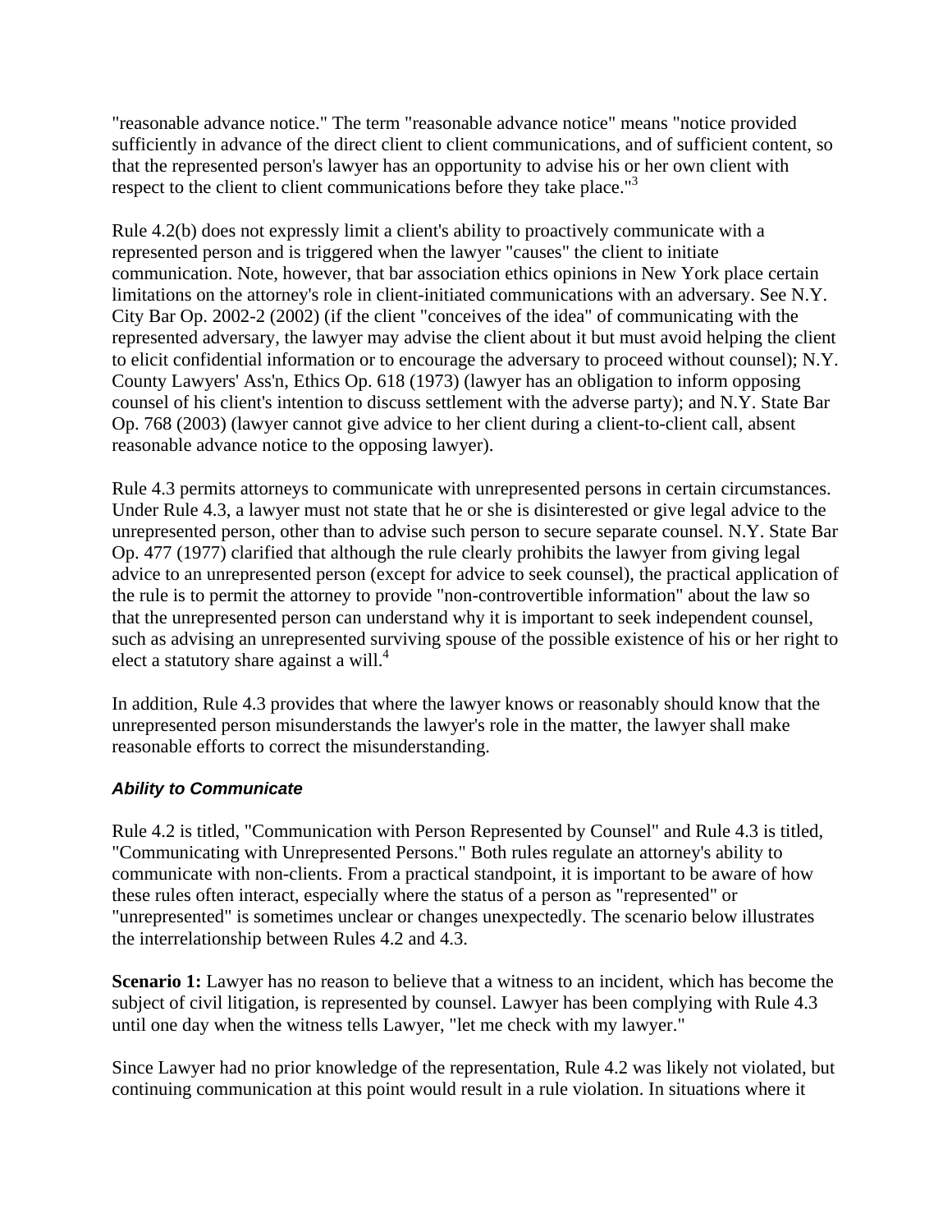"reasonable advance notice." The term "reasonable advance notice" means "notice provided sufficiently in advance of the direct client to client communications, and of sufficient content, so that the represented person's lawyer has an opportunity to advise his or her own client with respect to the client to client communications before they take place."[3]

Rule 4.2(b) does not expressly limit a client's ability to proactively communicate with a represented person and is triggered when the lawyer "causes" the client to initiate communication. Note, however, that bar association ethics opinions in New York place certain limitations on the attorney's role in client-initiated communications with an adversary. See N.Y. City Bar Op. 2002-2 (2002) (if the client "conceives of the idea" of communicating with the represented adversary, the lawyer may advise the client about it but must avoid helping the client to elicit confidential information or to encourage the adversary to proceed without counsel); N.Y. County Lawyers' Ass'n, Ethics Op. 618 (1973) (lawyer has an obligation to inform opposing counsel of his client's intention to discuss settlement with the adverse party); and N.Y. State Bar Op. 768 (2003) (lawyer cannot give advice to her client during a client-to-client call, absent reasonable advance notice to the opposing lawyer).

Rule 4.3 permits attorneys to communicate with unrepresented persons in certain circumstances. Under Rule 4.3, a lawyer must not state that he or she is disinterested or give legal advice to the unrepresented person, other than to advise such person to secure separate counsel. N.Y. State Bar Op. 477 (1977) clarified that although the rule clearly prohibits the lawyer from giving legal advice to an unrepresented person (except for advice to seek counsel), the practical application of the rule is to permit the attorney to provide "non-controvertible information" about the law so that the unrepresented person can understand why it is important to seek independent counsel, such as advising an unrepresented surviving spouse of the possible existence of his or her right to elect a statutory share against a will.[4]

In addition, Rule 4.3 provides that where the lawyer knows or reasonably should know that the unrepresented person misunderstands the lawyer's role in the matter, the lawyer shall make reasonable efforts to correct the misunderstanding.

### *Ability to Communicate*

Rule 4.2 is titled, "Communication with Person Represented by Counsel" and Rule 4.3 is titled, "Communicating with Unrepresented Persons." Both rules regulate an attorney's ability to communicate with non-clients. From a practical standpoint, it is important to be aware of how these rules often interact, especially where the status of a person as "represented" or "unrepresented" is sometimes unclear or changes unexpectedly. The scenario below illustrates the interrelationship between Rules 4.2 and 4.3.

**Scenario 1:** Lawyer has no reason to believe that a witness to an incident, which has become the subject of civil litigation, is represented by counsel. Lawyer has been complying with Rule 4.3 until one day when the witness tells Lawyer, "let me check with my lawyer."

Since Lawyer had no prior knowledge of the representation, Rule 4.2 was likely not violated, but continuing communication at this point would result in a rule violation. In situations where it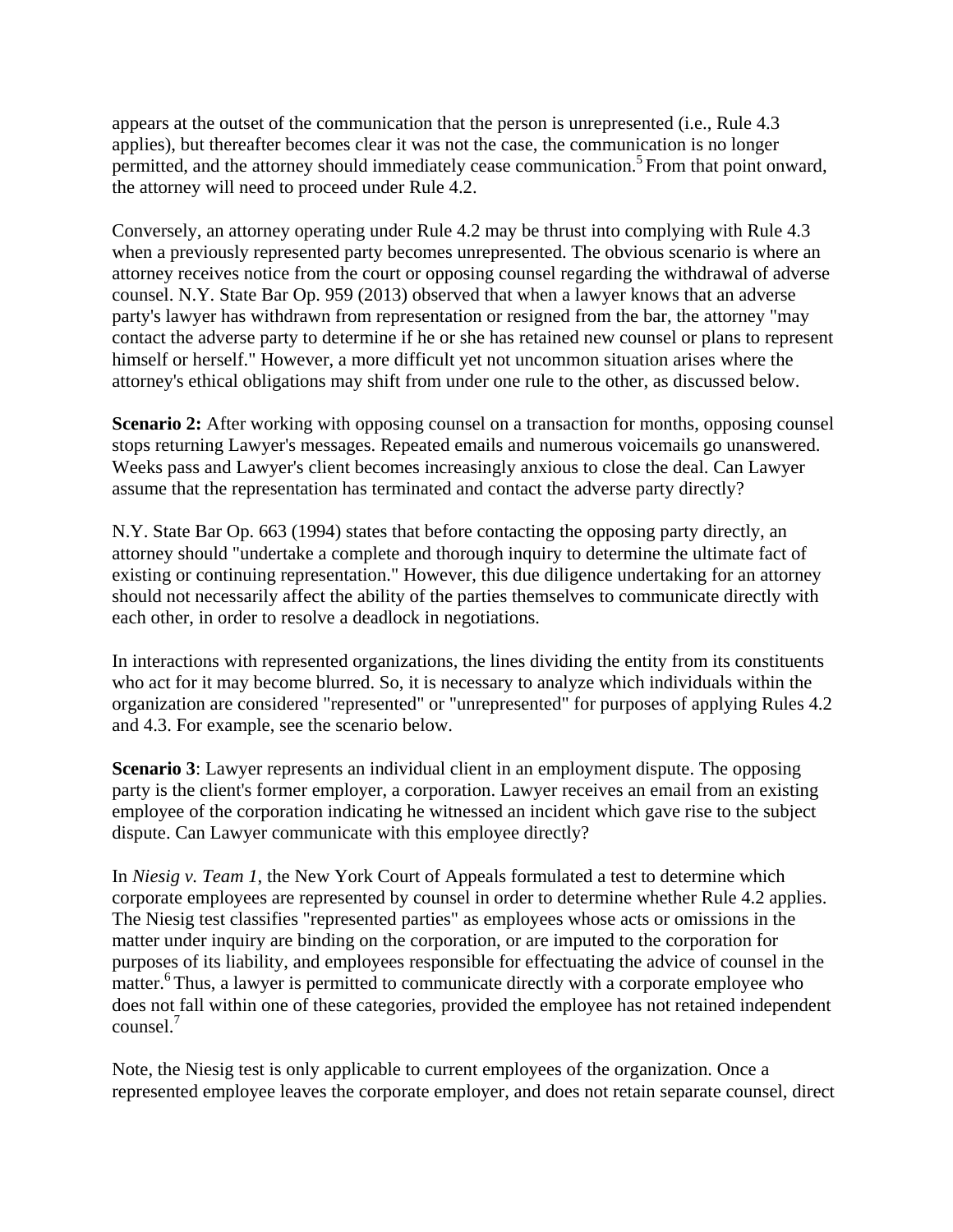appears at the outset of the communication that the person is unrepresented (i.e., Rule 4.3 applies), but thereafter becomes clear it was not the case, the communication is no longer permitted, and the attorney should immediately cease communication.[5] From that point onward, the attorney will need to proceed under Rule 4.2.

Conversely, an attorney operating under Rule 4.2 may be thrust into complying with Rule 4.3 when a previously represented party becomes unrepresented. The obvious scenario is where an attorney receives notice from the court or opposing counsel regarding the withdrawal of adverse counsel. N.Y. State Bar Op. 959 (2013) observed that when a lawyer knows that an adverse party's lawyer has withdrawn from representation or resigned from the bar, the attorney "may contact the adverse party to determine if he or she has retained new counsel or plans to represent himself or herself." However, a more difficult yet not uncommon situation arises where the attorney's ethical obligations may shift from under one rule to the other, as discussed below.

**Scenario 2:** After working with opposing counsel on a transaction for months, opposing counsel stops returning Lawyer's messages. Repeated emails and numerous voicemails go unanswered. Weeks pass and Lawyer's client becomes increasingly anxious to close the deal. Can Lawyer assume that the representation has terminated and contact the adverse party directly?

N.Y. State Bar Op. 663 (1994) states that before contacting the opposing party directly, an attorney should "undertake a complete and thorough inquiry to determine the ultimate fact of existing or continuing representation." However, this due diligence undertaking for an attorney should not necessarily affect the ability of the parties themselves to communicate directly with each other, in order to resolve a deadlock in negotiations.

In interactions with represented organizations, the lines dividing the entity from its constituents who act for it may become blurred. So, it is necessary to analyze which individuals within the organization are considered "represented" or "unrepresented" for purposes of applying Rules 4.2 and 4.3. For example, see the scenario below.

**Scenario 3**: Lawyer represents an individual client in an employment dispute. The opposing party is the client's former employer, a corporation. Lawyer receives an email from an existing employee of the corporation indicating he witnessed an incident which gave rise to the subject dispute. Can Lawyer communicate with this employee directly?

In *Niesig v. Team 1*, the New York Court of Appeals formulated a test to determine which corporate employees are represented by counsel in order to determine whether Rule 4.2 applies. The Niesig test classifies "represented parties" as employees whose acts or omissions in the matter under inquiry are binding on the corporation, or are imputed to the corporation for purposes of its liability, and employees responsible for effectuating the advice of counsel in the matter.[6] Thus, a lawyer is permitted to communicate directly with a corporate employee who does not fall within one of these categories, provided the employee has not retained independent counsel.[7]

Note, the Niesig test is only applicable to current employees of the organization. Once a represented employee leaves the corporate employer, and does not retain separate counsel, direct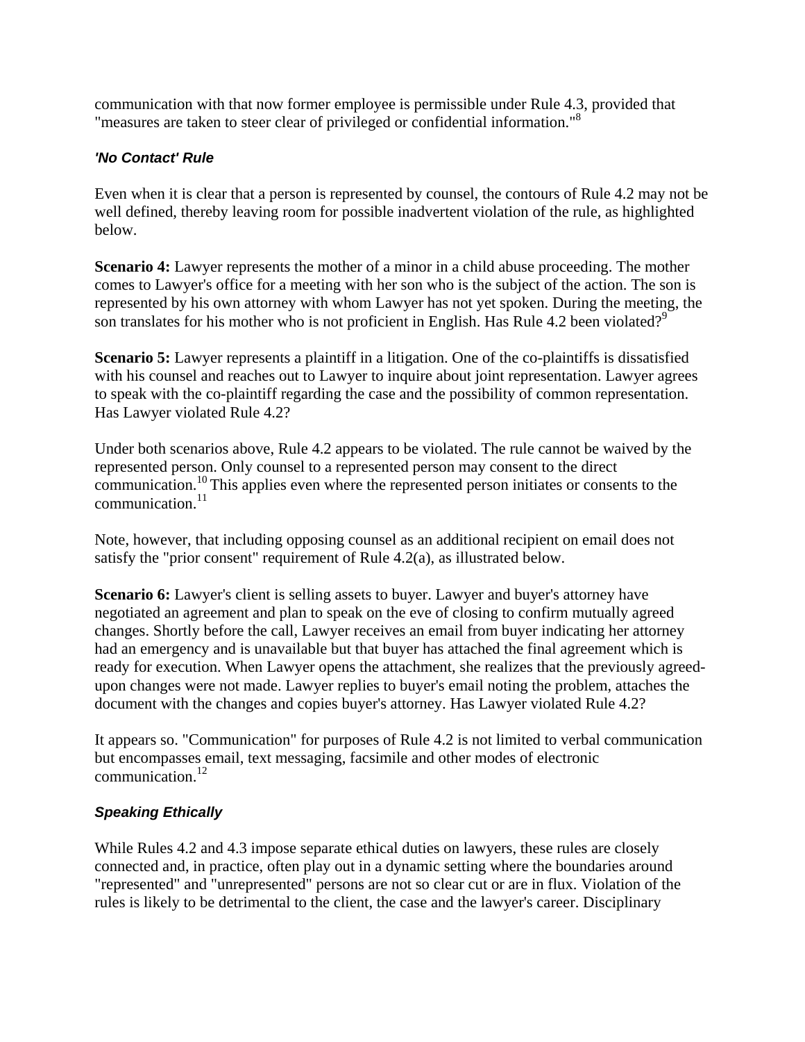communication with that now former employee is permissible under Rule 4.3, provided that "measures are taken to steer clear of privileged or confidential information."[8]

### *'No Contact' Rule*

Even when it is clear that a person is represented by counsel, the contours of Rule 4.2 may not be well defined, thereby leaving room for possible inadvertent violation of the rule, as highlighted below.

**Scenario 4:** Lawyer represents the mother of a minor in a child abuse proceeding. The mother comes to Lawyer's office for a meeting with her son who is the subject of the action. The son is represented by his own attorney with whom Lawyer has not yet spoken. During the meeting, the son translates for his mother who is not proficient in English. Has Rule 4.2 been violated?[9]

**Scenario 5:** Lawyer represents a plaintiff in a litigation. One of the co-plaintiffs is dissatisfied with his counsel and reaches out to Lawyer to inquire about joint representation. Lawyer agrees to speak with the co-plaintiff regarding the case and the possibility of common representation. Has Lawyer violated Rule 4.2?

Under both scenarios above, Rule 4.2 appears to be violated. The rule cannot be waived by the represented person. Only counsel to a represented person may consent to the direct communication.[10] This applies even where the represented person initiates or consents to the communication.[11]

Note, however, that including opposing counsel as an additional recipient on email does not satisfy the "prior consent" requirement of Rule 4.2(a), as illustrated below.

**Scenario 6:** Lawyer's client is selling assets to buyer. Lawyer and buyer's attorney have negotiated an agreement and plan to speak on the eve of closing to confirm mutually agreed changes. Shortly before the call, Lawyer receives an email from buyer indicating her attorney had an emergency and is unavailable but that buyer has attached the final agreement which is ready for execution. When Lawyer opens the attachment, she realizes that the previously agreed-upon changes were not made. Lawyer replies to buyer's email noting the problem, attaches the document with the changes and copies buyer's attorney. Has Lawyer violated Rule 4.2?

It appears so. "Communication" for purposes of Rule 4.2 is not limited to verbal communication but encompasses email, text messaging, facsimile and other modes of electronic communication.[12]

### *Speaking Ethically*

While Rules 4.2 and 4.3 impose separate ethical duties on lawyers, these rules are closely connected and, in practice, often play out in a dynamic setting where the boundaries around "represented" and "unrepresented" persons are not so clear cut or are in flux. Violation of the rules is likely to be detrimental to the client, the case and the lawyer's career. Disciplinary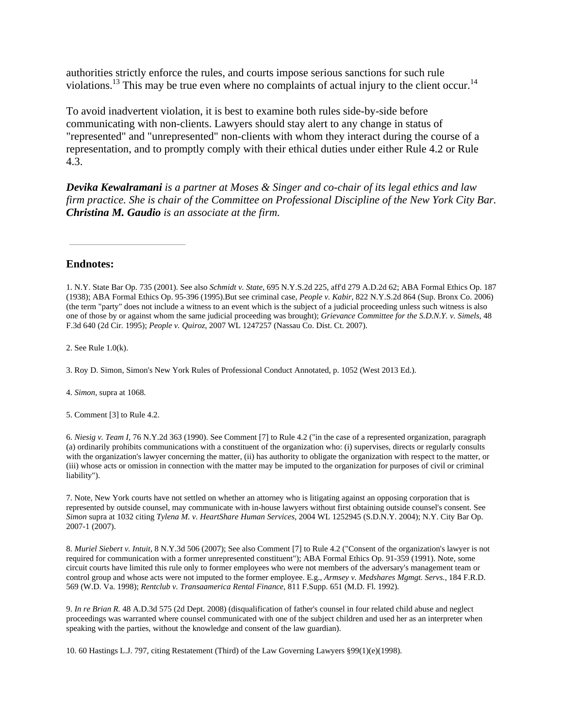authorities strictly enforce the rules, and courts impose serious sanctions for such rule violations.[13] This may be true even where no complaints of actual injury to the client occur.[14]

To avoid inadvertent violation, it is best to examine both rules side-by-side before communicating with non-clients. Lawyers should stay alert to any change in status of "represented" and "unrepresented" non-clients with whom they interact during the course of a representation, and to promptly comply with their ethical duties under either Rule 4.2 or Rule 4.3.

***Devika Kewalramani** is a partner at Moses & Singer and co-chair of its legal ethics and law firm practice. She is chair of the Committee on Professional Discipline of the New York City Bar.* ***Christina M. Gaudio** is an associate at the firm.*

---

## Endnotes:

1. N.Y. State Bar Op. 735 (2001). See also *Schmidt v. State*, 695 N.Y.S.2d 225, aff'd 279 A.D.2d 62; ABA Formal Ethics Op. 187 (1938); ABA Formal Ethics Op. 95-396 (1995).But see criminal case, *People v. Kabir*, 822 N.Y.S.2d 864 (Sup. Bronx Co. 2006) (the term "party" does not include a witness to an event which is the subject of a judicial proceeding unless such witness is also one of those by or against whom the same judicial proceeding was brought); *Grievance Committee for the S.D.N.Y. v. Simels*, 48 F.3d 640 (2d Cir. 1995); *People v. Quiroz*, 2007 WL 1247257 (Nassau Co. Dist. Ct. 2007).

2. See Rule 1.0(k).

3. Roy D. Simon, Simon's New York Rules of Professional Conduct Annotated, p. 1052 (West 2013 Ed.).

4. *Simon*, supra at 1068.

5. Comment [3] to Rule 4.2.

6. *Niesig v. Team I*, 76 N.Y.2d 363 (1990). See Comment [7] to Rule 4.2 ("in the case of a represented organization, paragraph (a) ordinarily prohibits communications with a constituent of the organization who: (i) supervises, directs or regularly consults with the organization's lawyer concerning the matter, (ii) has authority to obligate the organization with respect to the matter, or (iii) whose acts or omission in connection with the matter may be imputed to the organization for purposes of civil or criminal liability").

7. Note, New York courts have not settled on whether an attorney who is litigating against an opposing corporation that is represented by outside counsel, may communicate with in-house lawyers without first obtaining outside counsel's consent. See *Simon* supra at 1032 citing *Tylena M. v. HeartShare Human Services*, 2004 WL 1252945 (S.D.N.Y. 2004); N.Y. City Bar Op. 2007-1 (2007).

8. *Muriel Siebert v. Intuit*, 8 N.Y.3d 506 (2007); See also Comment [7] to Rule 4.2 ("Consent of the organization's lawyer is not required for communication with a former unrepresented constituent"); ABA Formal Ethics Op. 91-359 (1991). Note, some circuit courts have limited this rule only to former employees who were not members of the adversary's management team or control group and whose acts were not imputed to the former employee. E.g., *Armsey v. Medshares Mgmgt. Servs.*, 184 F.R.D. 569 (W.D. Va. 1998); *Rentclub v. Transaamerica Rental Finance*, 811 F.Supp. 651 (M.D. Fl. 1992).

9. *In re Brian R.* 48 A.D.3d 575 (2d Dept. 2008) (disqualification of father's counsel in four related child abuse and neglect proceedings was warranted where counsel communicated with one of the subject children and used her as an interpreter when speaking with the parties, without the knowledge and consent of the law guardian).

10. 60 Hastings L.J. 797, citing Restatement (Third) of the Law Governing Lawyers §99(1)(e)(1998).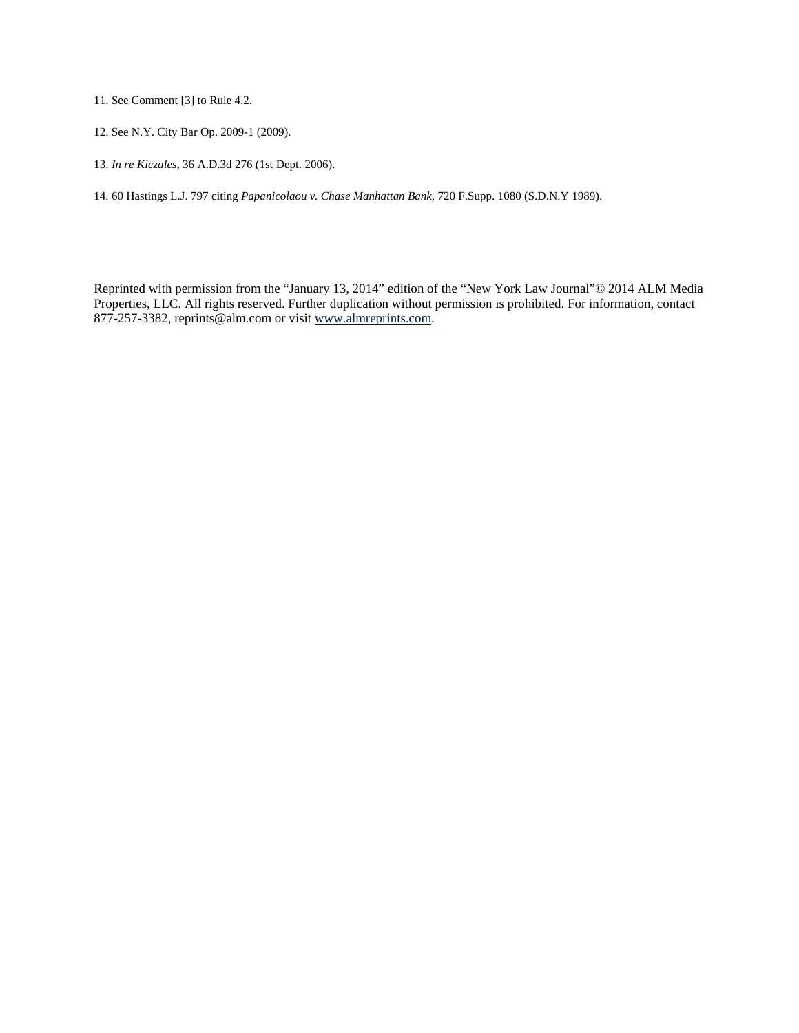11. See Comment [3] to Rule 4.2.

12. See N.Y. City Bar Op. 2009-1 (2009).

13. *In re Kiczales*, 36 A.D.3d 276 (1st Dept. 2006).

14. 60 Hastings L.J. 797 citing *Papanicolaou v. Chase Manhattan Bank*, 720 F.Supp. 1080 (S.D.N.Y 1989).

Reprinted with permission from the "January 13, 2014" edition of the "New York Law Journal"© 2014 ALM Media Properties, LLC. All rights reserved. Further duplication without permission is prohibited. For information, contact 877-257-3382, reprints@alm.com or visit www.almreprints.com.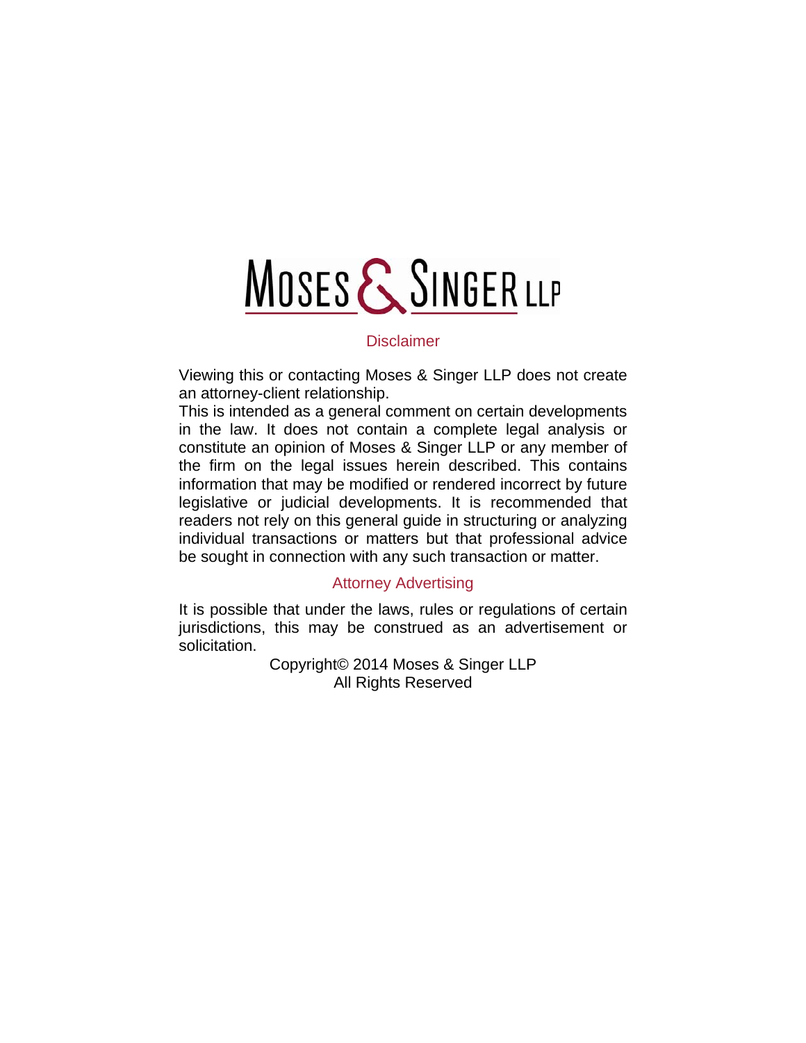# MOSES & SINGER LLP

## Disclaimer

Viewing this or contacting Moses & Singer LLP does not create an attorney-client relationship.

This is intended as a general comment on certain developments in the law. It does not contain a complete legal analysis or constitute an opinion of Moses & Singer LLP or any member of the firm on the legal issues herein described. This contains information that may be modified or rendered incorrect by future legislative or judicial developments. It is recommended that readers not rely on this general guide in structuring or analyzing individual transactions or matters but that professional advice be sought in connection with any such transaction or matter.

## Attorney Advertising

It is possible that under the laws, rules or regulations of certain jurisdictions, this may be construed as an advertisement or solicitation.

Copyright© 2014 Moses & Singer LLP
All Rights Reserved